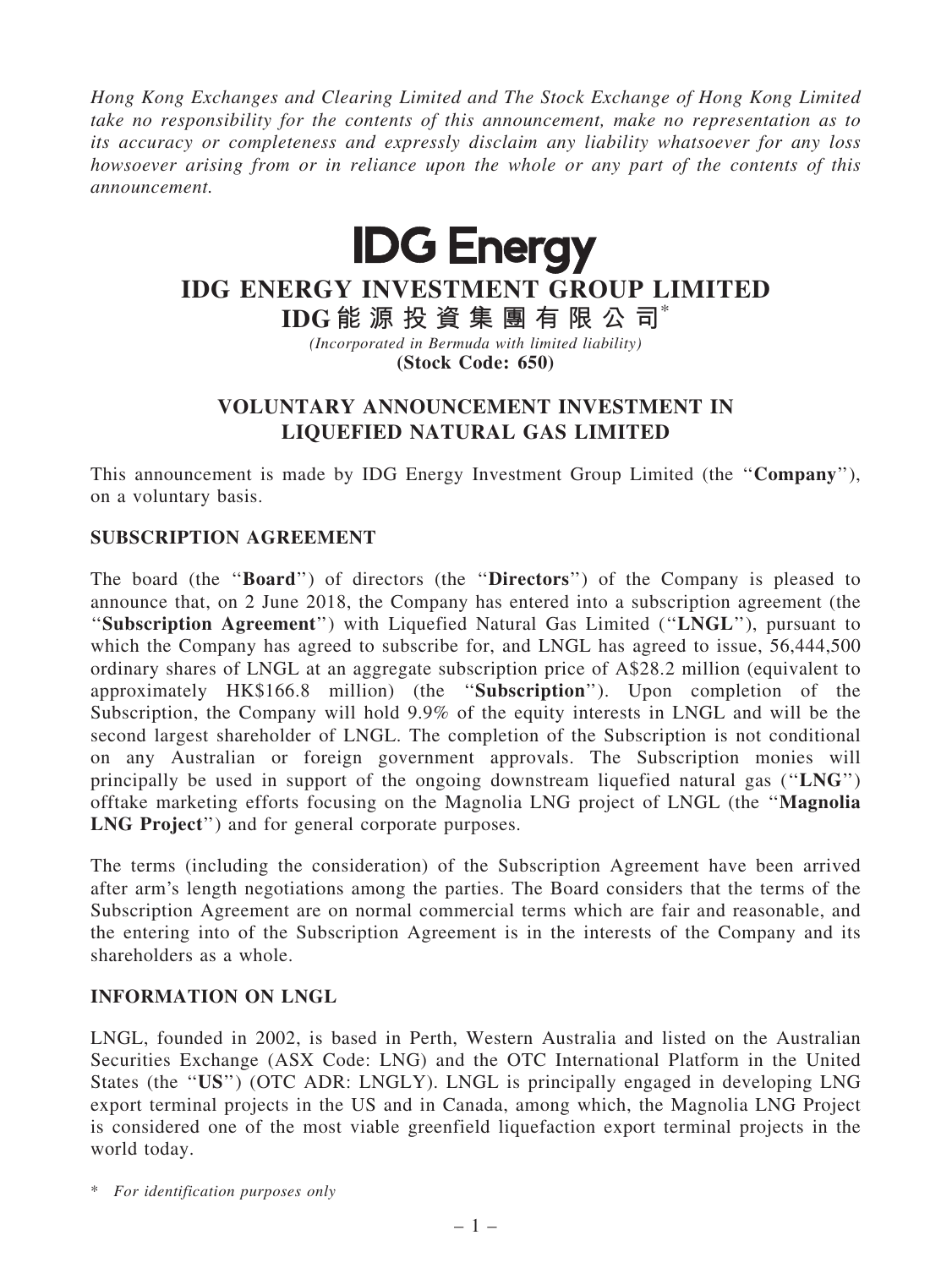*Hong Kong Exchanges and Clearing Limited and The Stock Exchange of Hong Kong Limited take no responsibility for the contents of this announcement, make no representation as to its accuracy or completeness and expressly disclaim any liability whatsoever for any loss howsoever arising from or in reliance upon the whole or any part of the contents of this announcement.*

**IDG Energy**

# IDG ENERGY INVESTMENT GROUP LIMITED

# IDG能源投資集團有限公司*

*(Incorporated in Bermuda with limited liability)*

**(Stock Code: 650)**

## VOLUNTARY ANNOUNCEMENT INVESTMENT IN LIQUEFIED NATURAL GAS LIMITED

This announcement is made by IDG Energy Investment Group Limited (the ''**Company**''), on a voluntary basis.

### SUBSCRIPTION AGREEMENT

The board (the ''**Board**'') of directors (the ''**Directors**'') of the Company is pleased to announce that, on 2 June 2018, the Company has entered into a subscription agreement (the ''**Subscription Agreement**'') with Liquefied Natural Gas Limited (''**LNGL**''), pursuant to which the Company has agreed to subscribe for, and LNGL has agreed to issue, 56,444,500 ordinary shares of LNGL at an aggregate subscription price of A$28.2 million (equivalent to approximately HK$166.8 million) (the ''**Subscription**''). Upon completion of the Subscription, the Company will hold 9.9% of the equity interests in LNGL and will be the second largest shareholder of LNGL. The completion of the Subscription is not conditional on any Australian or foreign government approvals. The Subscription monies will principally be used in support of the ongoing downstream liquefied natural gas (''**LNG**'') offtake marketing efforts focusing on the Magnolia LNG project of LNGL (the ''**Magnolia LNG Project**'') and for general corporate purposes.

The terms (including the consideration) of the Subscription Agreement have been arrived after arm's length negotiations among the parties. The Board considers that the terms of the Subscription Agreement are on normal commercial terms which are fair and reasonable, and the entering into of the Subscription Agreement is in the interests of the Company and its shareholders as a whole.

### INFORMATION ON LNGL

LNGL, founded in 2002, is based in Perth, Western Australia and listed on the Australian Securities Exchange (ASX Code: LNG) and the OTC International Platform in the United States (the ''**US**'') (OTC ADR: LNGLY). LNGL is principally engaged in developing LNG export terminal projects in the US and in Canada, among which, the Magnolia LNG Project is considered one of the most viable greenfield liquefaction export terminal projects in the world today.

\* *For identification purposes only*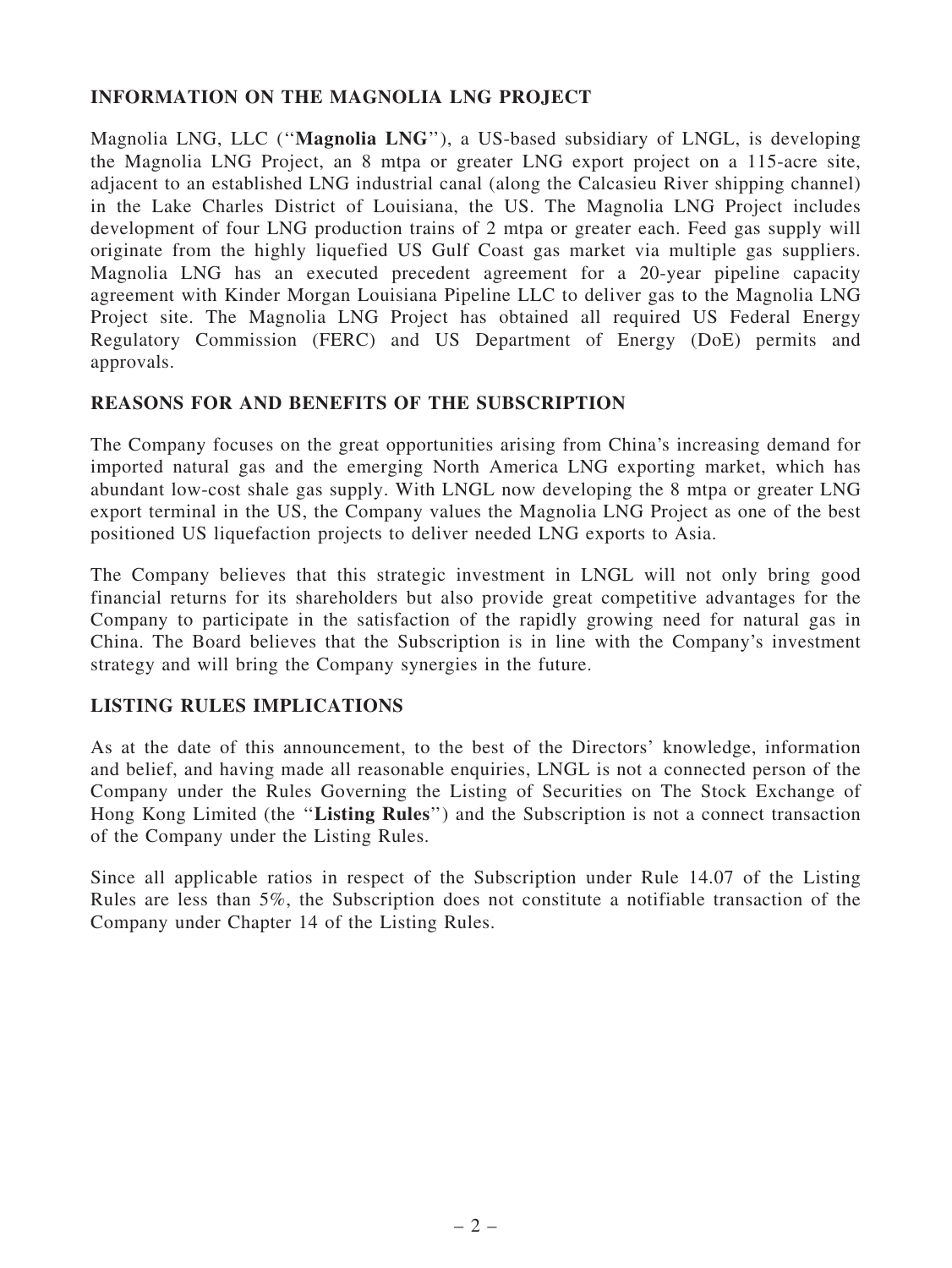## INFORMATION ON THE MAGNOLIA LNG PROJECT

Magnolia LNG, LLC ("**Magnolia LNG**"), a US-based subsidiary of LNGL, is developing the Magnolia LNG Project, an 8 mtpa or greater LNG export project on a 115-acre site, adjacent to an established LNG industrial canal (along the Calcasieu River shipping channel) in the Lake Charles District of Louisiana, the US. The Magnolia LNG Project includes development of four LNG production trains of 2 mtpa or greater each. Feed gas supply will originate from the highly liquefied US Gulf Coast gas market via multiple gas suppliers. Magnolia LNG has an executed precedent agreement for a 20-year pipeline capacity agreement with Kinder Morgan Louisiana Pipeline LLC to deliver gas to the Magnolia LNG Project site. The Magnolia LNG Project has obtained all required US Federal Energy Regulatory Commission (FERC) and US Department of Energy (DoE) permits and approvals.

## REASONS FOR AND BENEFITS OF THE SUBSCRIPTION

The Company focuses on the great opportunities arising from China's increasing demand for imported natural gas and the emerging North America LNG exporting market, which has abundant low-cost shale gas supply. With LNGL now developing the 8 mtpa or greater LNG export terminal in the US, the Company values the Magnolia LNG Project as one of the best positioned US liquefaction projects to deliver needed LNG exports to Asia.

The Company believes that this strategic investment in LNGL will not only bring good financial returns for its shareholders but also provide great competitive advantages for the Company to participate in the satisfaction of the rapidly growing need for natural gas in China. The Board believes that the Subscription is in line with the Company's investment strategy and will bring the Company synergies in the future.

## LISTING RULES IMPLICATIONS

As at the date of this announcement, to the best of the Directors' knowledge, information and belief, and having made all reasonable enquiries, LNGL is not a connected person of the Company under the Rules Governing the Listing of Securities on The Stock Exchange of Hong Kong Limited (the "**Listing Rules**") and the Subscription is not a connect transaction of the Company under the Listing Rules.

Since all applicable ratios in respect of the Subscription under Rule 14.07 of the Listing Rules are less than 5%, the Subscription does not constitute a notifiable transaction of the Company under Chapter 14 of the Listing Rules.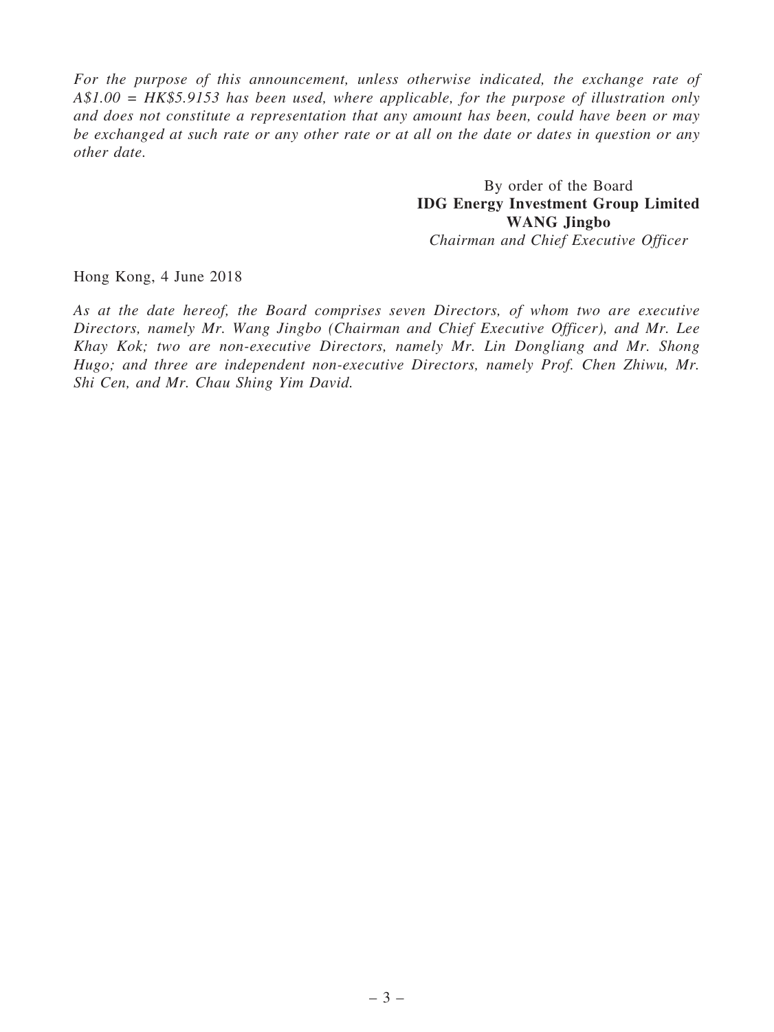*For the purpose of this announcement, unless otherwise indicated, the exchange rate of A$1.00 = HK$5.9153 has been used, where applicable, for the purpose of illustration only and does not constitute a representation that any amount has been, could have been or may be exchanged at such rate or any other rate or at all on the date or dates in question or any other date.*

By order of the Board
**IDG Energy Investment Group Limited**
**WANG Jingbo**
*Chairman and Chief Executive Officer*

Hong Kong, 4 June 2018

*As at the date hereof, the Board comprises seven Directors, of whom two are executive Directors, namely Mr. Wang Jingbo (Chairman and Chief Executive Officer), and Mr. Lee Khay Kok; two are non-executive Directors, namely Mr. Lin Dongliang and Mr. Shong Hugo; and three are independent non-executive Directors, namely Prof. Chen Zhiwu, Mr. Shi Cen, and Mr. Chau Shing Yim David.*